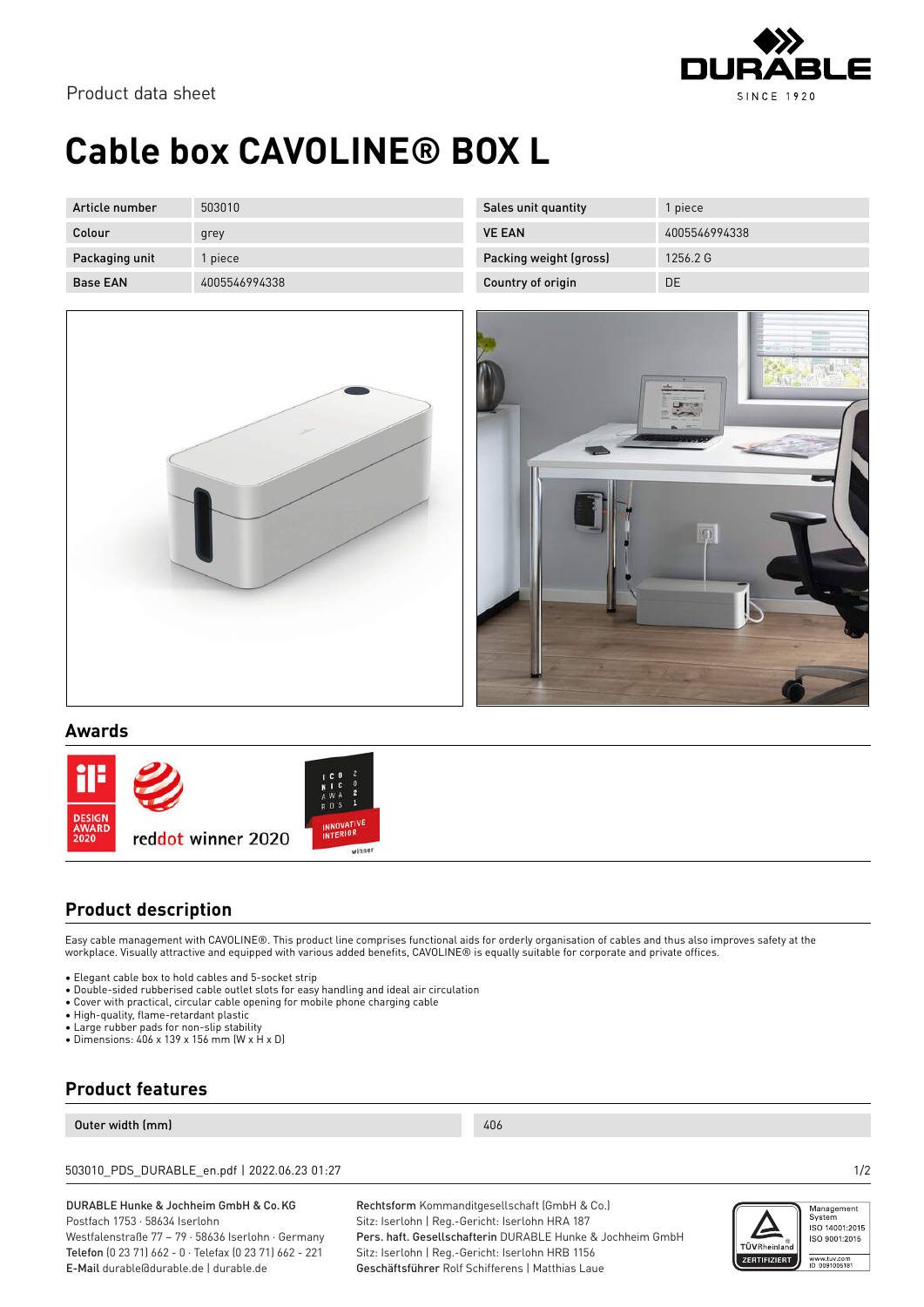Product data sheet

# Cable box CAVOLINE® BOX L

| Article number | 503010 | Sales unit quantity | 1 piece |
|---|---|---|---|
| Colour | grey | VE EAN | 4005546994338 |
| Packaging unit | 1 piece | Packing weight (gross) | 1256.2 G |
| Base EAN | 4005546994338 | Country of origin | DE |

## Awards

DESIGN AWARD 2020

reddot winner 2020

ICONIC AWARDS 2021 INNOVATIVE INTERIOR winner

## Product description

Easy cable management with CAVOLINE®. This product line comprises functional aids for orderly organisation of cables and thus also improves safety at the workplace. Visually attractive and equipped with various added benefits, CAVOLINE® is equally suitable for corporate and private offices.

- Elegant cable box to hold cables and 5-socket strip
- Double-sided rubberised cable outlet slots for easy handling and ideal air circulation
- Cover with practical, circular cable opening for mobile phone charging cable
- High-quality, flame-retardant plastic
- Large rubber pads for non-slip stability
- Dimensions: 406 x 139 x 156 mm (W x H x D)

## Product features

| Outer width (mm) | 406 |
|---|---|

503010_PDS_DURABLE_en.pdf | 2022.06.23 01:27

DURABLE Hunke & Jochheim GmbH & Co. KG
Postfach 1753 · 58634 Iserlohn
Westfalenstraße 77 – 79 · 58636 Iserlohn · Germany
**Telefon** (0 23 71) 662 - 0 · Telefax (0 23 71) 662 - 221
**E-Mail** durable@durable.de | durable.de

**Rechtsform** Kommanditgesellschaft (GmbH & Co.)
Sitz: Iserlohn | Reg.-Gericht: Iserlohn HRA 187
**Pers. haft. Gesellschafterin** DURABLE Hunke & Jochheim GmbH
Sitz: Iserlohn | Reg.-Gericht: Iserlohn HRB 1156
**Geschäftsführer** Rolf Schifferens | Matthias Laue

TÜVRheinland ZERTIFIZIERT
Management System
ISO 14001:2015
ISO 9001:2015
www.tuv.com
ID 0091006181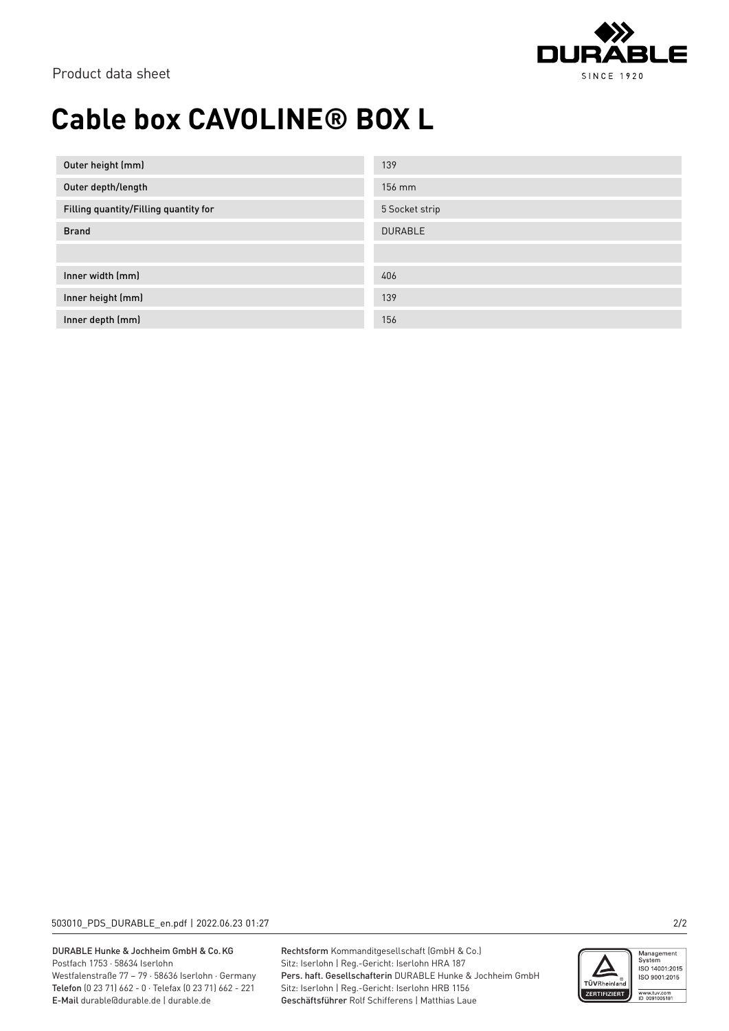Product data sheet

# Cable box CAVOLINE® BOX L

| | |
|---|---|
| Outer height (mm) | 139 |
| Outer depth/length | 156 mm |
| Filling quantity/Filling quantity for | 5 Socket strip |
| Brand | DURABLE |
| | |
| Inner width (mm) | 406 |
| Inner height (mm) | 139 |
| Inner depth (mm) | 156 |

503010_PDS_DURABLE_en.pdf | 2022.06.23 01:27

DURABLE Hunke & Jochheim GmbH & Co. KG
Postfach 1753 · 58634 Iserlohn
Westfalenstraße 77 – 79 · 58636 Iserlohn · Germany
Telefon (0 23 71) 662 - 0 · Telefax (0 23 71) 662 - 221
E-Mail durable@durable.de | durable.de

Rechtsform Kommanditgesellschaft (GmbH & Co.)
Sitz: Iserlohn | Reg.-Gericht: Iserlohn HRA 187
Pers. haft. Gesellschafterin DURABLE Hunke & Jochheim GmbH
Sitz: Iserlohn | Reg.-Gericht: Iserlohn HRB 1156
Geschäftsführer Rolf Schifferens | Matthias Laue